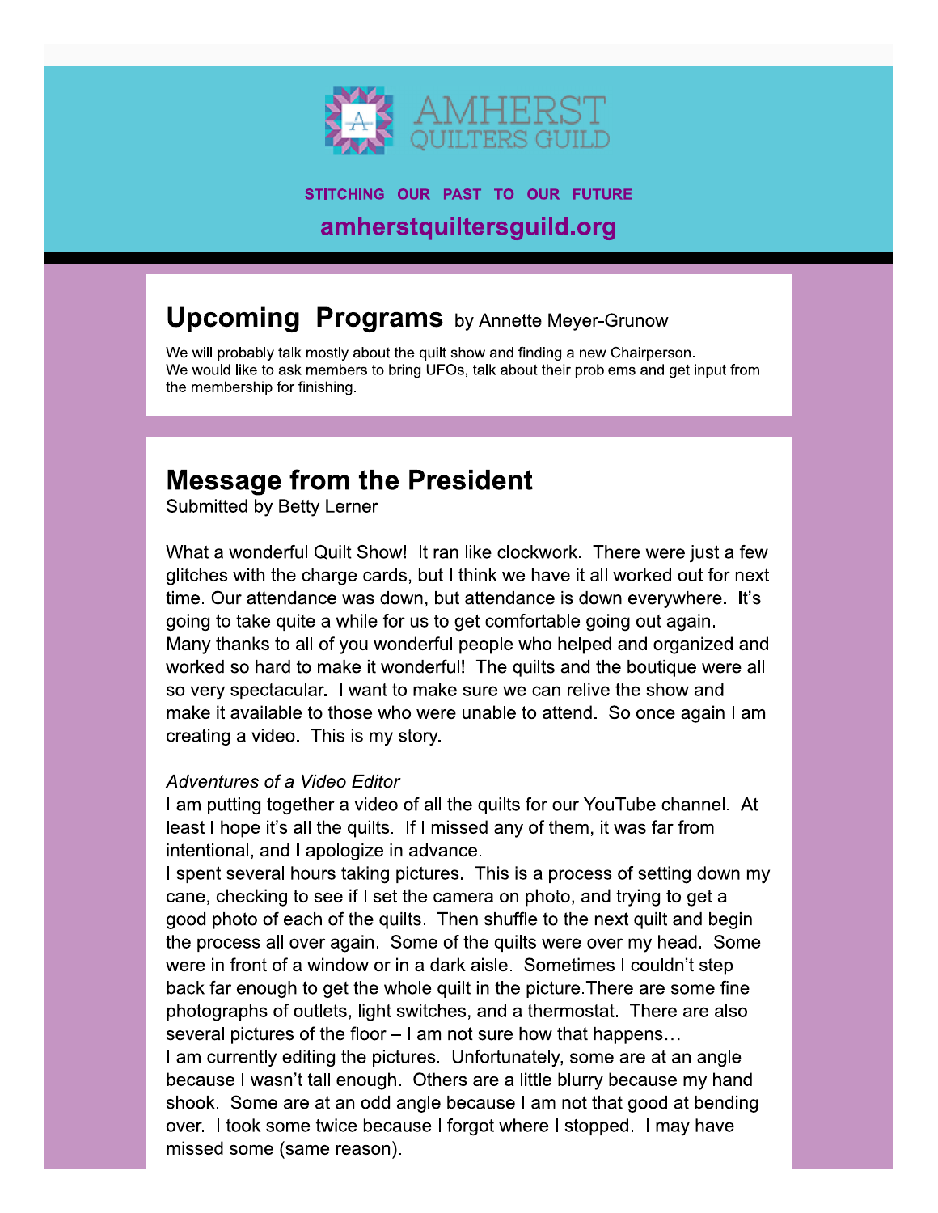# AMHERST QUILTERS GUILD

**STITCHING OUR PAST TO OUR FUTURE**

**amherstquiltersguild.org**

## Upcoming Programs by Annette Meyer-Grunow

We will probably talk mostly about the quilt show and finding a new Chairperson.
We would like to ask members to bring UFOs, talk about their problems and get input from the membership for finishing.

## Message from the President

Submitted by Betty Lerner

What a wonderful Quilt Show! It ran like clockwork. There were just a few glitches with the charge cards, but I think we have it all worked out for next time. Our attendance was down, but attendance is down everywhere. It's going to take quite a while for us to get comfortable going out again. Many thanks to all of you wonderful people who helped and organized and worked so hard to make it wonderful! The quilts and the boutique were all so very spectacular. I want to make sure we can relive the show and make it available to those who were unable to attend. So once again I am creating a video. This is my story.

*Adventures of a Video Editor*

I am putting together a video of all the quilts for our YouTube channel. At least I hope it's all the quilts. If I missed any of them, it was far from intentional, and I apologize in advance.

I spent several hours taking pictures. This is a process of setting down my cane, checking to see if I set the camera on photo, and trying to get a good photo of each of the quilts. Then shuffle to the next quilt and begin the process all over again. Some of the quilts were over my head. Some were in front of a window or in a dark aisle. Sometimes I couldn't step back far enough to get the whole quilt in the picture.There are some fine photographs of outlets, light switches, and a thermostat. There are also several pictures of the floor – I am not sure how that happens…

I am currently editing the pictures. Unfortunately, some are at an angle because I wasn't tall enough. Others are a little blurry because my hand shook. Some are at an odd angle because I am not that good at bending over. I took some twice because I forgot where I stopped. I may have missed some (same reason).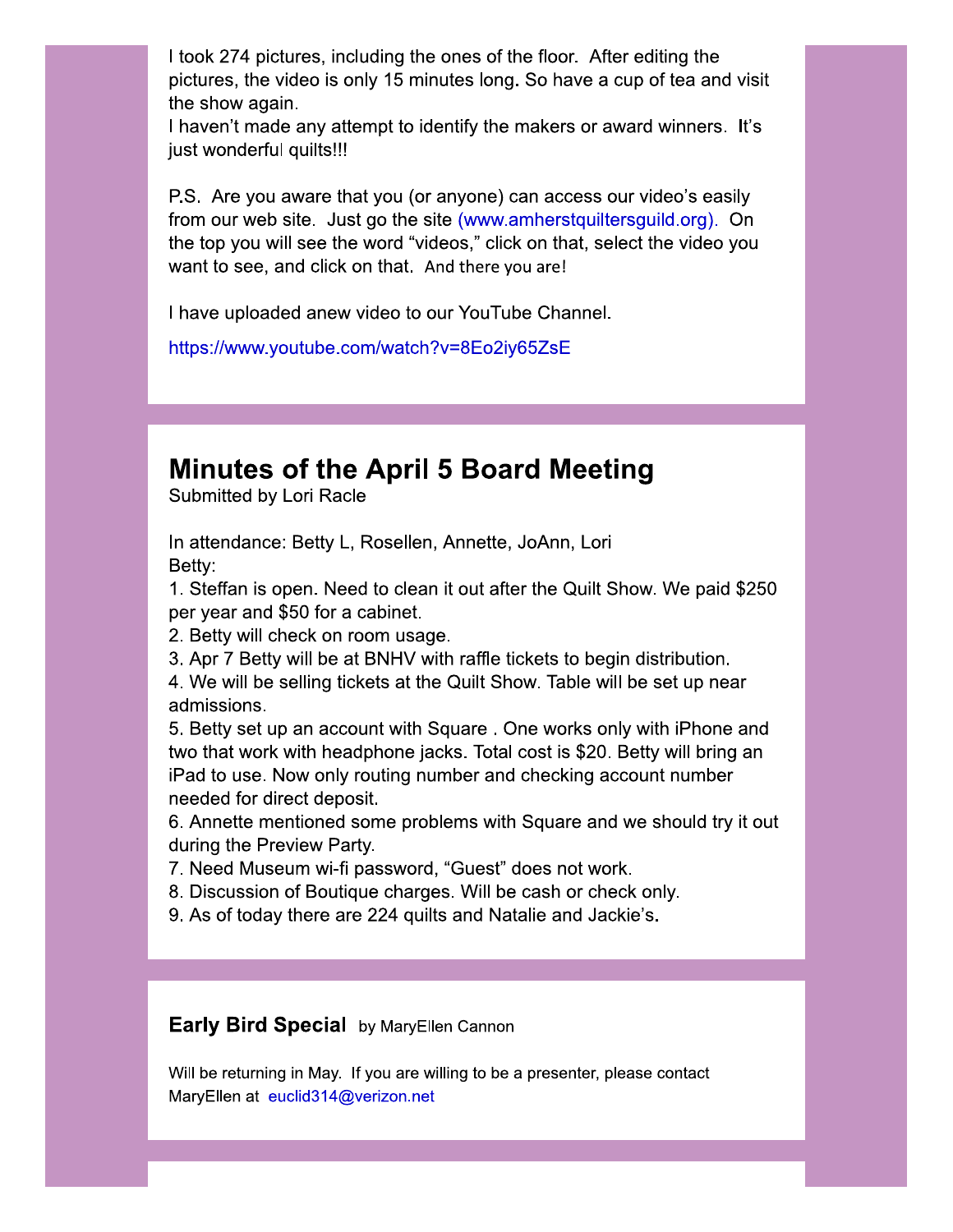I took 274 pictures, including the ones of the floor. After editing the pictures, the video is only 15 minutes long. So have a cup of tea and visit the show again.

I haven't made any attempt to identify the makers or award winners. It's just wonderful quilts!!!

P.S. Are you aware that you (or anyone) can access our video's easily from our web site. Just go the site (www.amherstquiltersguild.org). On the top you will see the word "videos," click on that, select the video you want to see, and click on that. And there you are!

I have uploaded anew video to our YouTube Channel.

https://www.youtube.com/watch?v=8Eo2iy65ZsE

## Minutes of the April 5 Board Meeting

Submitted by Lori Racle

In attendance: Betty L, Rosellen, Annette, JoAnn, Lori

Betty:

1. Steffan is open. Need to clean it out after the Quilt Show. We paid $250 per year and $50 for a cabinet.
2. Betty will check on room usage.
3. Apr 7 Betty will be at BNHV with raffle tickets to begin distribution.
4. We will be selling tickets at the Quilt Show. Table will be set up near admissions.
5. Betty set up an account with Square . One works only with iPhone and two that work with headphone jacks. Total cost is $20. Betty will bring an iPad to use. Now only routing number and checking account number needed for direct deposit.
6. Annette mentioned some problems with Square and we should try it out during the Preview Party.
7. Need Museum wi-fi password, "Guest" does not work.
8. Discussion of Boutique charges. Will be cash or check only.
9. As of today there are 224 quilts and Natalie and Jackie's.

### Early Bird Special by MaryEllen Cannon

Will be returning in May. If you are willing to be a presenter, please contact MaryEllen at euclid314@verizon.net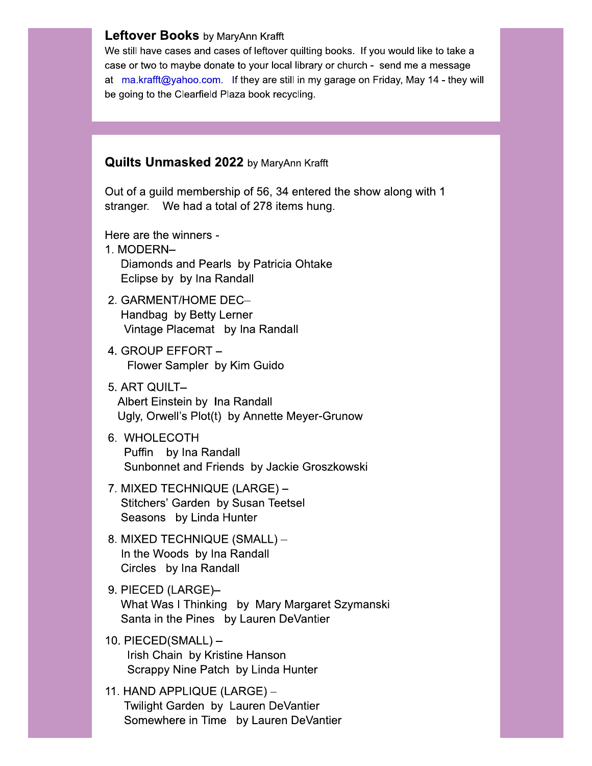## Leftover Books by MaryAnn Krafft

We still have cases and cases of leftover quilting books. If you would like to take a case or two to maybe donate to your local library or church - send me a message at ma.krafft@yahoo.com. If they are still in my garage on Friday, May 14 - they will be going to the Clearfield Plaza book recycling.

## Quilts Unmasked 2022 by MaryAnn Krafft

Out of a guild membership of 56, 34 entered the show along with 1 stranger. We had a total of 278 items hung.

Here are the winners -

1. MODERN–
   Diamonds and Pearls by Patricia Ohtake
   Eclipse by by Ina Randall

2. GARMENT/HOME DEC–
   Handbag by Betty Lerner
   Vintage Placemat by Ina Randall

4. GROUP EFFORT –
   Flower Sampler by Kim Guido

5. ART QUILT–
   Albert Einstein by Ina Randall
   Ugly, Orwell's Plot(t) by Annette Meyer-Grunow

6. WHOLECOTH
   Puffin by Ina Randall
   Sunbonnet and Friends by Jackie Groszkowski

7. MIXED TECHNIQUE (LARGE) –
   Stitchers' Garden by Susan Teetsel
   Seasons by Linda Hunter

8. MIXED TECHNIQUE (SMALL) –
   In the Woods by Ina Randall
   Circles by Ina Randall

9. PIECED (LARGE)–
   What Was I Thinking by Mary Margaret Szymanski
   Santa in the Pines by Lauren DeVantier

10. PIECED(SMALL) –
    Irish Chain by Kristine Hanson
    Scrappy Nine Patch by Linda Hunter

11. HAND APPLIQUE (LARGE) –
    Twilight Garden by Lauren DeVantier
    Somewhere in Time by Lauren DeVantier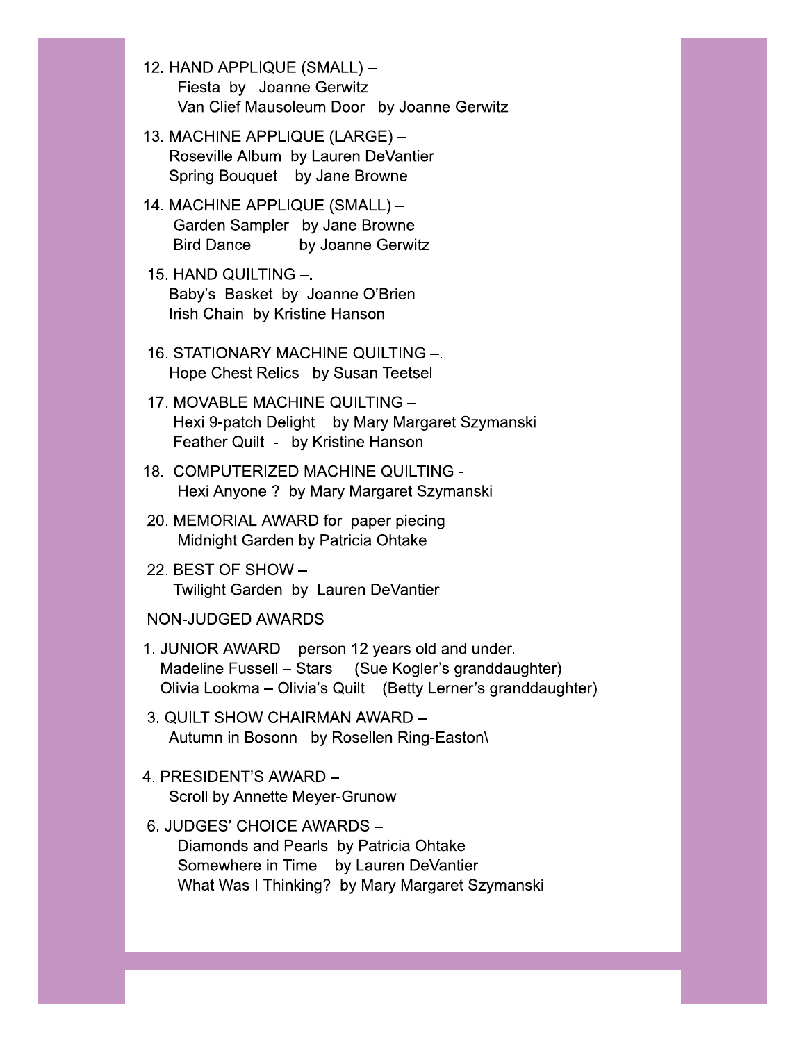12. HAND APPLIQUE (SMALL) –
    Fiesta by Joanne Gerwitz
    Van Clief Mausoleum Door by Joanne Gerwitz

13. MACHINE APPLIQUE (LARGE) –
    Roseville Album by Lauren DeVantier
    Spring Bouquet by Jane Browne

14. MACHINE APPLIQUE (SMALL) –
    Garden Sampler by Jane Browne
    Bird Dance by Joanne Gerwitz

15. HAND QUILTING –.
    Baby's Basket by Joanne O'Brien
    Irish Chain by Kristine Hanson

16. STATIONARY MACHINE QUILTING –.
    Hope Chest Relics by Susan Teetsel

17. MOVABLE MACHINE QUILTING –
    Hexi 9-patch Delight by Mary Margaret Szymanski
    Feather Quilt - by Kristine Hanson

18. COMPUTERIZED MACHINE QUILTING -
    Hexi Anyone ? by Mary Margaret Szymanski

20. MEMORIAL AWARD for paper piecing
    Midnight Garden by Patricia Ohtake

22. BEST OF SHOW –
    Twilight Garden by Lauren DeVantier

NON-JUDGED AWARDS

1. JUNIOR AWARD – person 12 years old and under.
   Madeline Fussell – Stars (Sue Kogler's granddaughter)
   Olivia Lookma – Olivia's Quilt (Betty Lerner's granddaughter)

3. QUILT SHOW CHAIRMAN AWARD –
   Autumn in Bosonn by Rosellen Ring-Easton\

4. PRESIDENT'S AWARD –
   Scroll by Annette Meyer-Grunow

6. JUDGES' CHOICE AWARDS –
   Diamonds and Pearls by Patricia Ohtake
   Somewhere in Time by Lauren DeVantier
   What Was I Thinking? by Mary Margaret Szymanski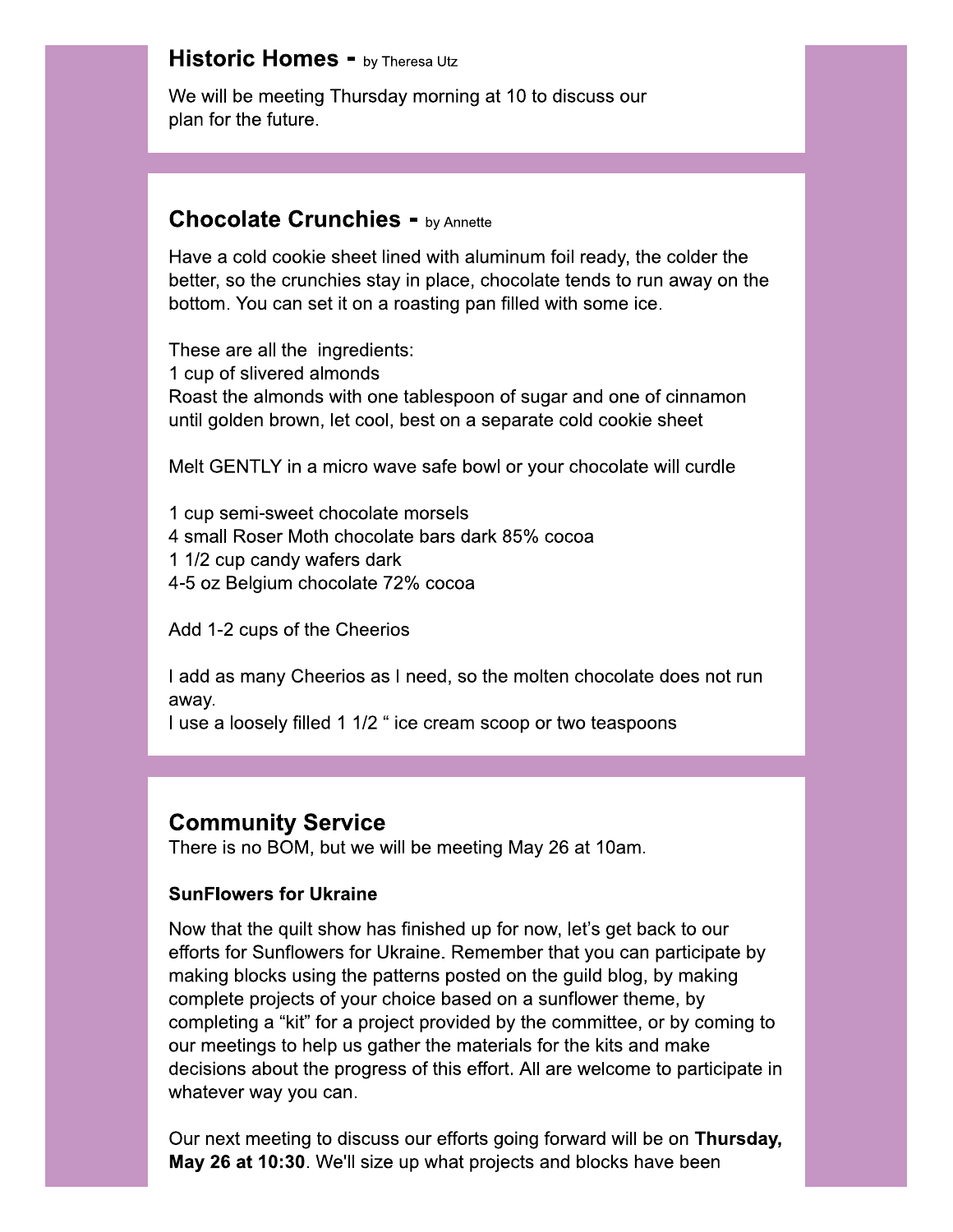## Historic Homes - by Theresa Utz

We will be meeting Thursday morning at 10 to discuss our plan for the future.

## Chocolate Crunchies - by Annette

Have a cold cookie sheet lined with aluminum foil ready, the colder the better, so the crunchies stay in place, chocolate tends to run away on the bottom. You can set it on a roasting pan filled with some ice.

These are all the ingredients:
1 cup of slivered almonds
Roast the almonds with one tablespoon of sugar and one of cinnamon until golden brown, let cool, best on a separate cold cookie sheet

Melt GENTLY in a micro wave safe bowl or your chocolate will curdle

1 cup semi-sweet chocolate morsels
4 small Roser Moth chocolate bars dark 85% cocoa
1 1/2 cup candy wafers dark
4-5 oz Belgium chocolate 72% cocoa

Add 1-2 cups of the Cheerios

I add as many Cheerios as I need, so the molten chocolate does not run away.
I use a loosely filled 1 1/2 " ice cream scoop or two teaspoons

## Community Service

There is no BOM, but we will be meeting May 26 at 10am.

### SunFlowers for Ukraine

Now that the quilt show has finished up for now, let's get back to our efforts for Sunflowers for Ukraine. Remember that you can participate by making blocks using the patterns posted on the guild blog, by making complete projects of your choice based on a sunflower theme, by completing a "kit" for a project provided by the committee, or by coming to our meetings to help us gather the materials for the kits and make decisions about the progress of this effort. All are welcome to participate in whatever way you can.

Our next meeting to discuss our efforts going forward will be on **Thursday, May 26 at 10:30**. We'll size up what projects and blocks have been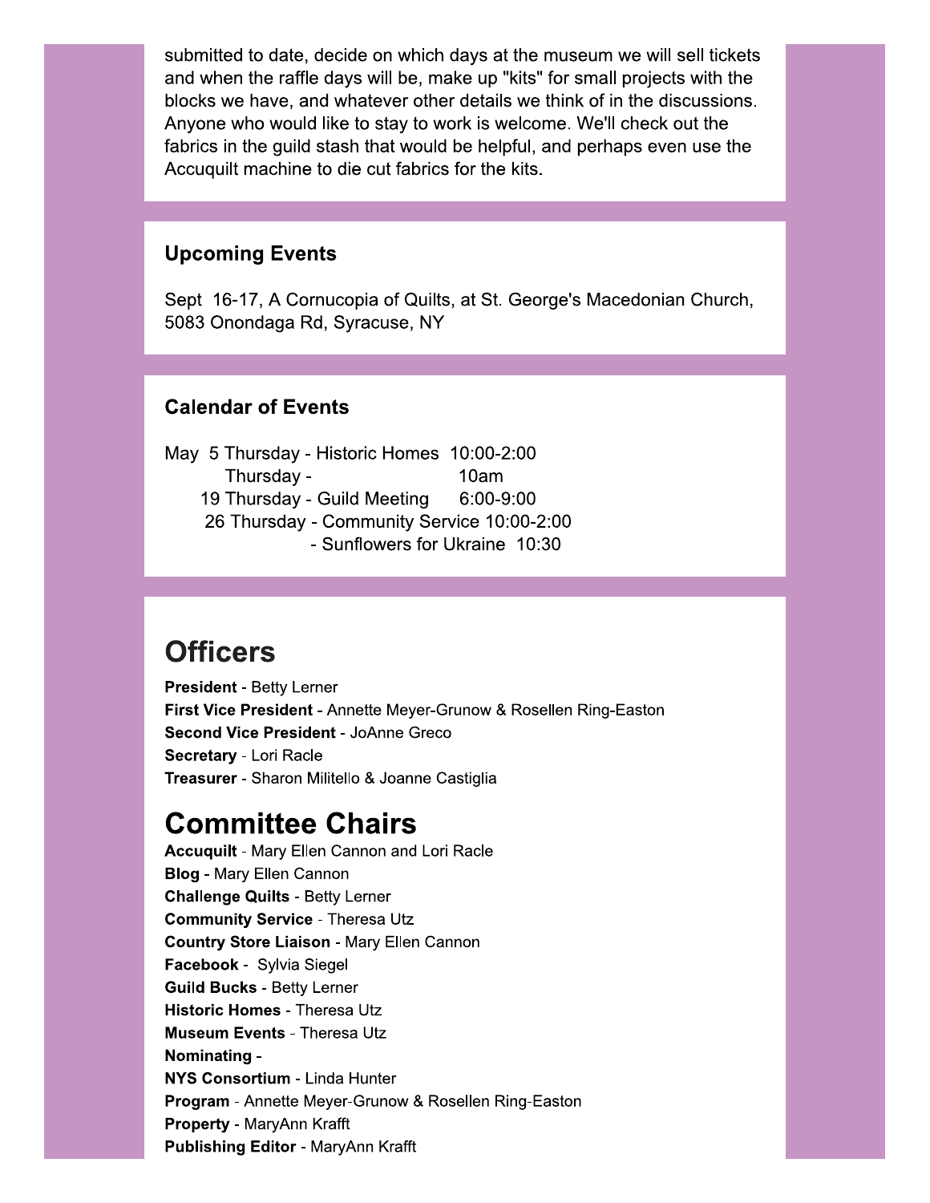submitted to date, decide on which days at the museum we will sell tickets and when the raffle days will be, make up "kits" for small projects with the blocks we have, and whatever other details we think of in the discussions. Anyone who would like to stay to work is welcome. We'll check out the fabrics in the guild stash that would be helpful, and perhaps even use the Accuquilt machine to die cut fabrics for the kits.

### Upcoming Events

Sept 16-17, A Cornucopia of Quilts, at St. George's Macedonian Church, 5083 Onondaga Rd, Syracuse, NY

### Calendar of Events

May 5 Thursday - Historic Homes 10:00-2:00
Thursday - 10am
19 Thursday - Guild Meeting 6:00-9:00
26 Thursday - Community Service 10:00-2:00
- Sunflowers for Ukraine 10:30

# Officers

**President** - Betty Lerner
**First Vice President** - Annette Meyer-Grunow & Rosellen Ring-Easton
**Second Vice President** - JoAnne Greco
**Secretary** - Lori Racle
**Treasurer** - Sharon Militello & Joanne Castiglia

# Committee Chairs

**Accuquilt** - Mary Ellen Cannon and Lori Racle
**Blog** - Mary Ellen Cannon
**Challenge Quilts** - Betty Lerner
**Community Service** - Theresa Utz
**Country Store Liaison** - Mary Ellen Cannon
**Facebook** - Sylvia Siegel
**Guild Bucks** - Betty Lerner
**Historic Homes** - Theresa Utz
**Museum Events** - Theresa Utz
**Nominating** -
**NYS Consortium** - Linda Hunter
**Program** - Annette Meyer-Grunow & Rosellen Ring-Easton
**Property** - MaryAnn Krafft
**Publishing Editor** - MaryAnn Krafft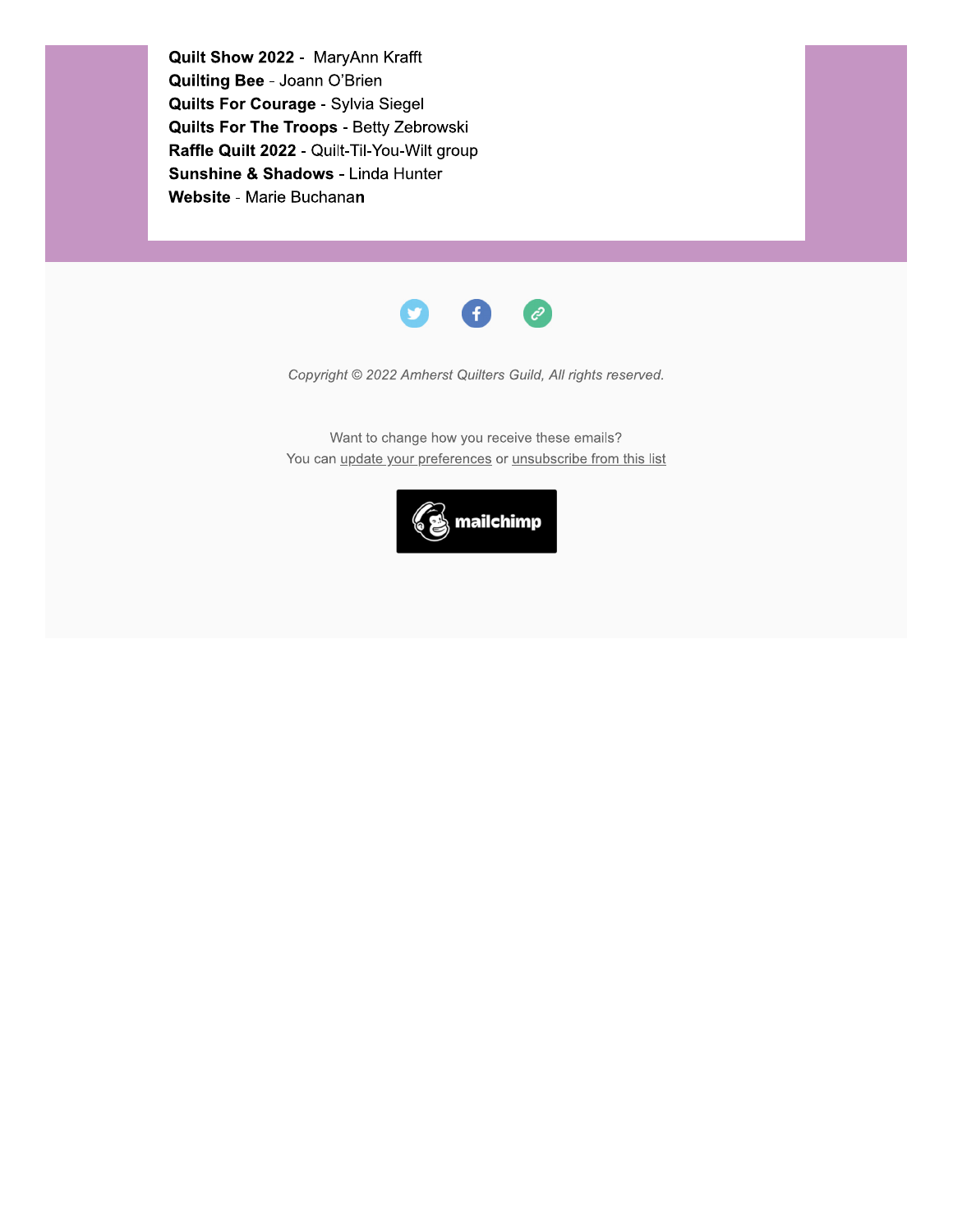**Quilt Show 2022** - MaryAnn Krafft
**Quilting Bee** - Joann O'Brien
**Quilts For Courage** - Sylvia Siegel
**Quilts For The Troops** - Betty Zebrowski
**Raffle Quilt 2022** - Quilt-Til-You-Wilt group
**Sunshine & Shadows** - Linda Hunter
**Website** - Marie Buchanan

*Copyright © 2022 Amherst Quilters Guild, All rights reserved.*

Want to change how you receive these emails?
You can update your preferences or unsubscribe from this list

mailchimp